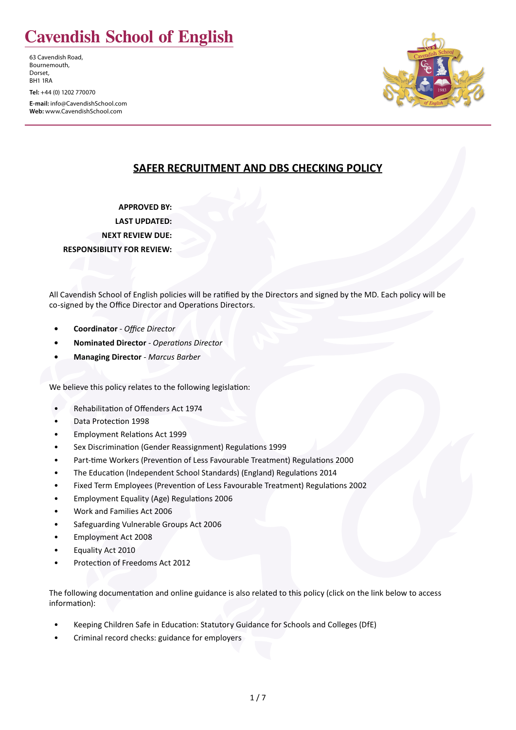# Cavendish School of English

63 Cavendish Road,
Bournemouth,
Dorset,
BH1 1RA

**Tel:** +44 (0) 1202 770070

**E-mail:** info@CavendishSchool.com
**Web:** www.CavendishSchool.com

## SAFER RECRUITMENT AND DBS CHECKING POLICY

**APPROVED BY:**
**LAST UPDATED:**
**NEXT REVIEW DUE:**
**RESPONSIBILITY FOR REVIEW:**

All Cavendish School of English policies will be ratified by the Directors and signed by the MD. Each policy will be co-signed by the Office Director and Operations Directors.

- **Coordinator** - *Office Director*
- **Nominated Director** - *Operations Director*
- **Managing Director** - *Marcus Barber*

We believe this policy relates to the following legislation:

- Rehabilitation of Offenders Act 1974
- Data Protection 1998
- Employment Relations Act 1999
- Sex Discrimination (Gender Reassignment) Regulations 1999
- Part-time Workers (Prevention of Less Favourable Treatment) Regulations 2000
- The Education (Independent School Standards) (England) Regulations 2014
- Fixed Term Employees (Prevention of Less Favourable Treatment) Regulations 2002
- Employment Equality (Age) Regulations 2006
- Work and Families Act 2006
- Safeguarding Vulnerable Groups Act 2006
- Employment Act 2008
- Equality Act 2010
- Protection of Freedoms Act 2012

The following documentation and online guidance is also related to this policy (click on the link below to access information):

- Keeping Children Safe in Education: Statutory Guidance for Schools and Colleges (DfE)
- Criminal record checks: guidance for employers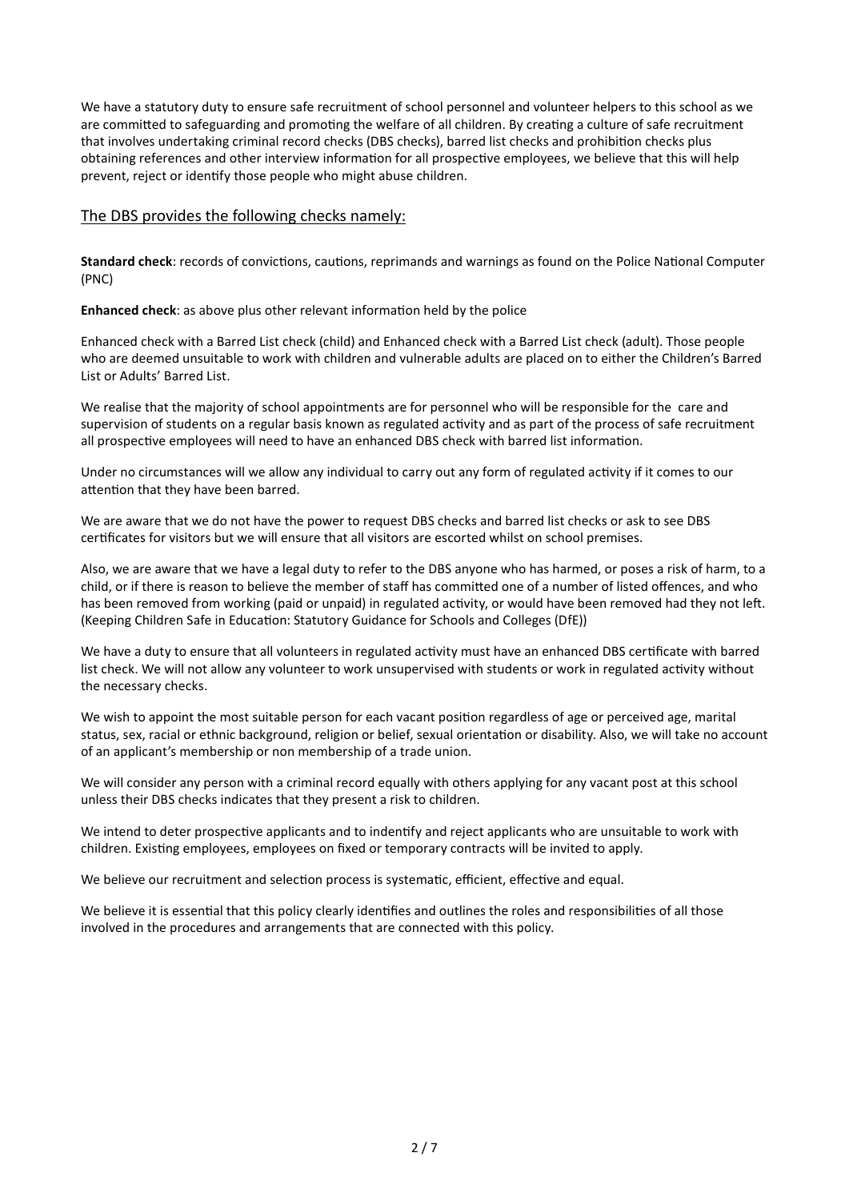We have a statutory duty to ensure safe recruitment of school personnel and volunteer helpers to this school as we are committed to safeguarding and promoting the welfare of all children. By creating a culture of safe recruitment that involves undertaking criminal record checks (DBS checks), barred list checks and prohibition checks plus obtaining references and other interview information for all prospective employees, we believe that this will help prevent, reject or identify those people who might abuse children.

## The DBS provides the following checks namely:

**Standard check**: records of convictions, cautions, reprimands and warnings as found on the Police National Computer (PNC)

**Enhanced check**: as above plus other relevant information held by the police

Enhanced check with a Barred List check (child) and Enhanced check with a Barred List check (adult). Those people who are deemed unsuitable to work with children and vulnerable adults are placed on to either the Children's Barred List or Adults' Barred List.

We realise that the majority of school appointments are for personnel who will be responsible for the care and supervision of students on a regular basis known as regulated activity and as part of the process of safe recruitment all prospective employees will need to have an enhanced DBS check with barred list information.

Under no circumstances will we allow any individual to carry out any form of regulated activity if it comes to our attention that they have been barred.

We are aware that we do not have the power to request DBS checks and barred list checks or ask to see DBS certificates for visitors but we will ensure that all visitors are escorted whilst on school premises.

Also, we are aware that we have a legal duty to refer to the DBS anyone who has harmed, or poses a risk of harm, to a child, or if there is reason to believe the member of staff has committed one of a number of listed offences, and who has been removed from working (paid or unpaid) in regulated activity, or would have been removed had they not left. (Keeping Children Safe in Education: Statutory Guidance for Schools and Colleges (DfE))

We have a duty to ensure that all volunteers in regulated activity must have an enhanced DBS certificate with barred list check. We will not allow any volunteer to work unsupervised with students or work in regulated activity without the necessary checks.

We wish to appoint the most suitable person for each vacant position regardless of age or perceived age, marital status, sex, racial or ethnic background, religion or belief, sexual orientation or disability. Also, we will take no account of an applicant's membership or non membership of a trade union.

We will consider any person with a criminal record equally with others applying for any vacant post at this school unless their DBS checks indicates that they present a risk to children.

We intend to deter prospective applicants and to indentify and reject applicants who are unsuitable to work with children. Existing employees, employees on fixed or temporary contracts will be invited to apply.

We believe our recruitment and selection process is systematic, efficient, effective and equal.

We believe it is essential that this policy clearly identifies and outlines the roles and responsibilities of all those involved in the procedures and arrangements that are connected with this policy.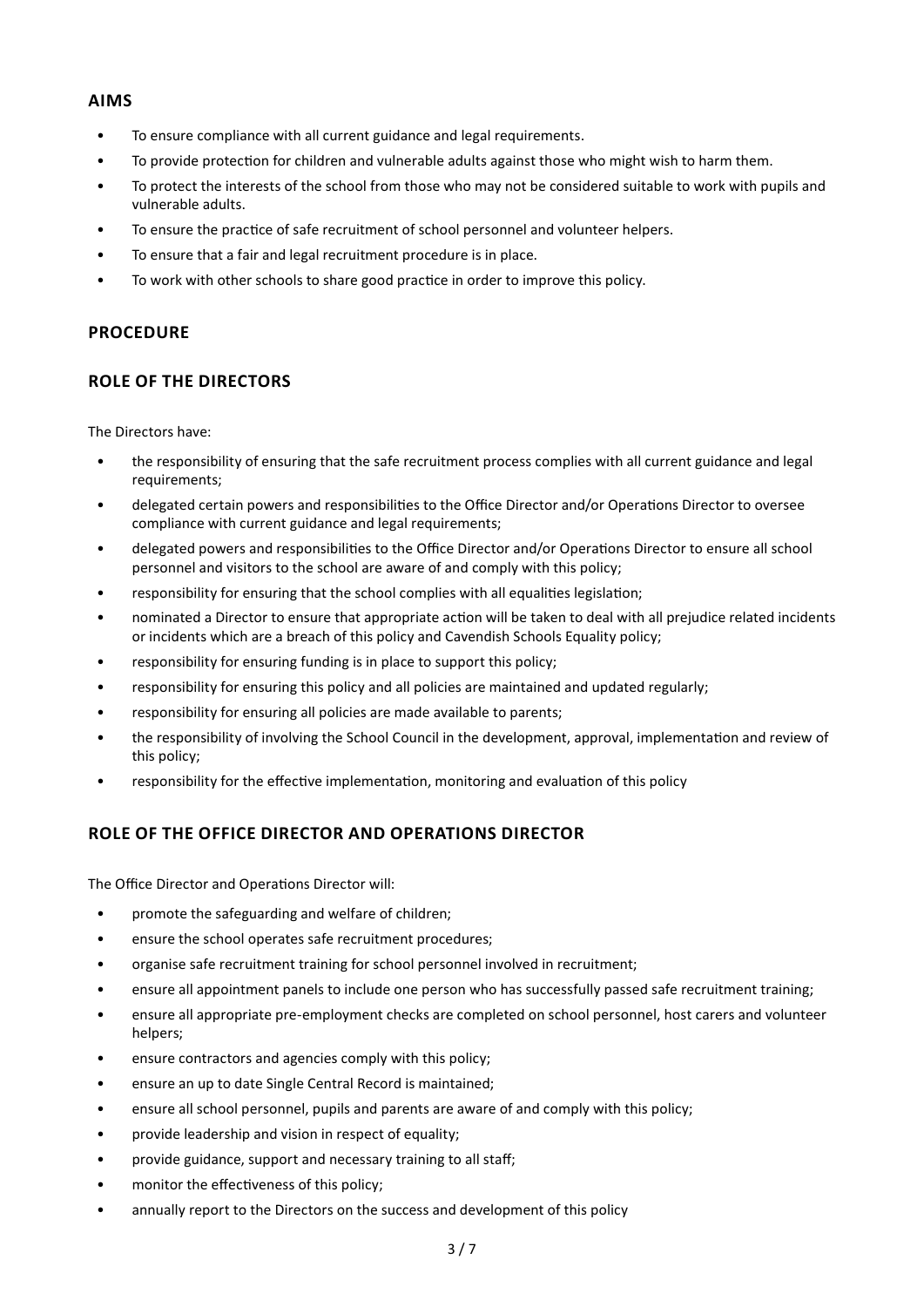## AIMS

- To ensure compliance with all current guidance and legal requirements.
- To provide protection for children and vulnerable adults against those who might wish to harm them.
- To protect the interests of the school from those who may not be considered suitable to work with pupils and vulnerable adults.
- To ensure the practice of safe recruitment of school personnel and volunteer helpers.
- To ensure that a fair and legal recruitment procedure is in place.
- To work with other schools to share good practice in order to improve this policy.

## PROCEDURE

## ROLE OF THE DIRECTORS

The Directors have:

- the responsibility of ensuring that the safe recruitment process complies with all current guidance and legal requirements;
- delegated certain powers and responsibilities to the Office Director and/or Operations Director to oversee compliance with current guidance and legal requirements;
- delegated powers and responsibilities to the Office Director and/or Operations Director to ensure all school personnel and visitors to the school are aware of and comply with this policy;
- responsibility for ensuring that the school complies with all equalities legislation;
- nominated a Director to ensure that appropriate action will be taken to deal with all prejudice related incidents or incidents which are a breach of this policy and Cavendish Schools Equality policy;
- responsibility for ensuring funding is in place to support this policy;
- responsibility for ensuring this policy and all policies are maintained and updated regularly;
- responsibility for ensuring all policies are made available to parents;
- the responsibility of involving the School Council in the development, approval, implementation and review of this policy;
- responsibility for the effective implementation, monitoring and evaluation of this policy

## ROLE OF THE OFFICE DIRECTOR AND OPERATIONS DIRECTOR

The Office Director and Operations Director will:

- promote the safeguarding and welfare of children;
- ensure the school operates safe recruitment procedures;
- organise safe recruitment training for school personnel involved in recruitment;
- ensure all appointment panels to include one person who has successfully passed safe recruitment training;
- ensure all appropriate pre-employment checks are completed on school personnel, host carers and volunteer helpers;
- ensure contractors and agencies comply with this policy;
- ensure an up to date Single Central Record is maintained;
- ensure all school personnel, pupils and parents are aware of and comply with this policy;
- provide leadership and vision in respect of equality;
- provide guidance, support and necessary training to all staff;
- monitor the effectiveness of this policy;
- annually report to the Directors on the success and development of this policy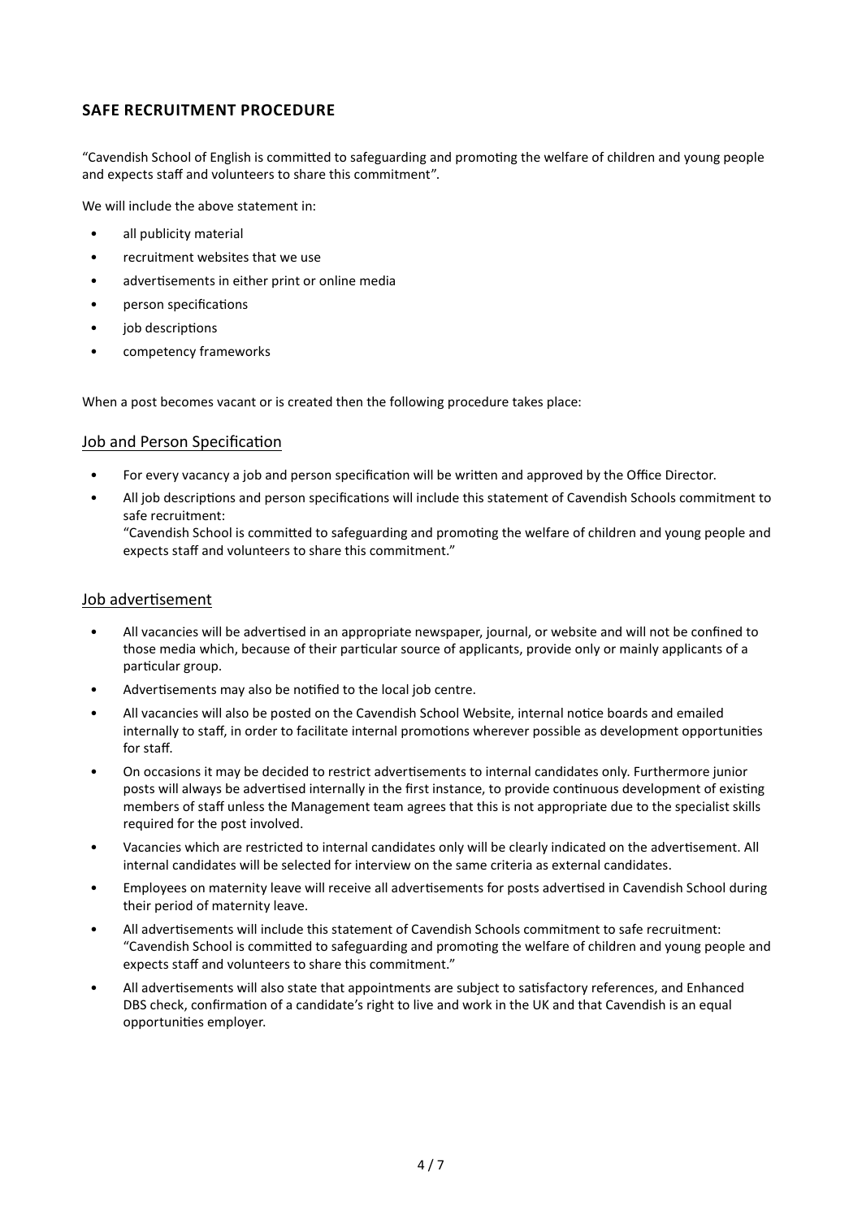## SAFE RECRUITMENT PROCEDURE

"Cavendish School of English is committed to safeguarding and promoting the welfare of children and young people and expects staff and volunteers to share this commitment".

We will include the above statement in:

- all publicity material
- recruitment websites that we use
- advertisements in either print or online media
- person specifications
- job descriptions
- competency frameworks

When a post becomes vacant or is created then the following procedure takes place:

### Job and Person Specification

- For every vacancy a job and person specification will be written and approved by the Office Director.
- All job descriptions and person specifications will include this statement of Cavendish Schools commitment to safe recruitment:
  "Cavendish School is committed to safeguarding and promoting the welfare of children and young people and expects staff and volunteers to share this commitment."

### Job advertisement

- All vacancies will be advertised in an appropriate newspaper, journal, or website and will not be confined to those media which, because of their particular source of applicants, provide only or mainly applicants of a particular group.
- Advertisements may also be notified to the local job centre.
- All vacancies will also be posted on the Cavendish School Website, internal notice boards and emailed internally to staff, in order to facilitate internal promotions wherever possible as development opportunities for staff.
- On occasions it may be decided to restrict advertisements to internal candidates only. Furthermore junior posts will always be advertised internally in the first instance, to provide continuous development of existing members of staff unless the Management team agrees that this is not appropriate due to the specialist skills required for the post involved.
- Vacancies which are restricted to internal candidates only will be clearly indicated on the advertisement. All internal candidates will be selected for interview on the same criteria as external candidates.
- Employees on maternity leave will receive all advertisements for posts advertised in Cavendish School during their period of maternity leave.
- All advertisements will include this statement of Cavendish Schools commitment to safe recruitment: "Cavendish School is committed to safeguarding and promoting the welfare of children and young people and expects staff and volunteers to share this commitment."
- All advertisements will also state that appointments are subject to satisfactory references, and Enhanced DBS check, confirmation of a candidate's right to live and work in the UK and that Cavendish is an equal opportunities employer.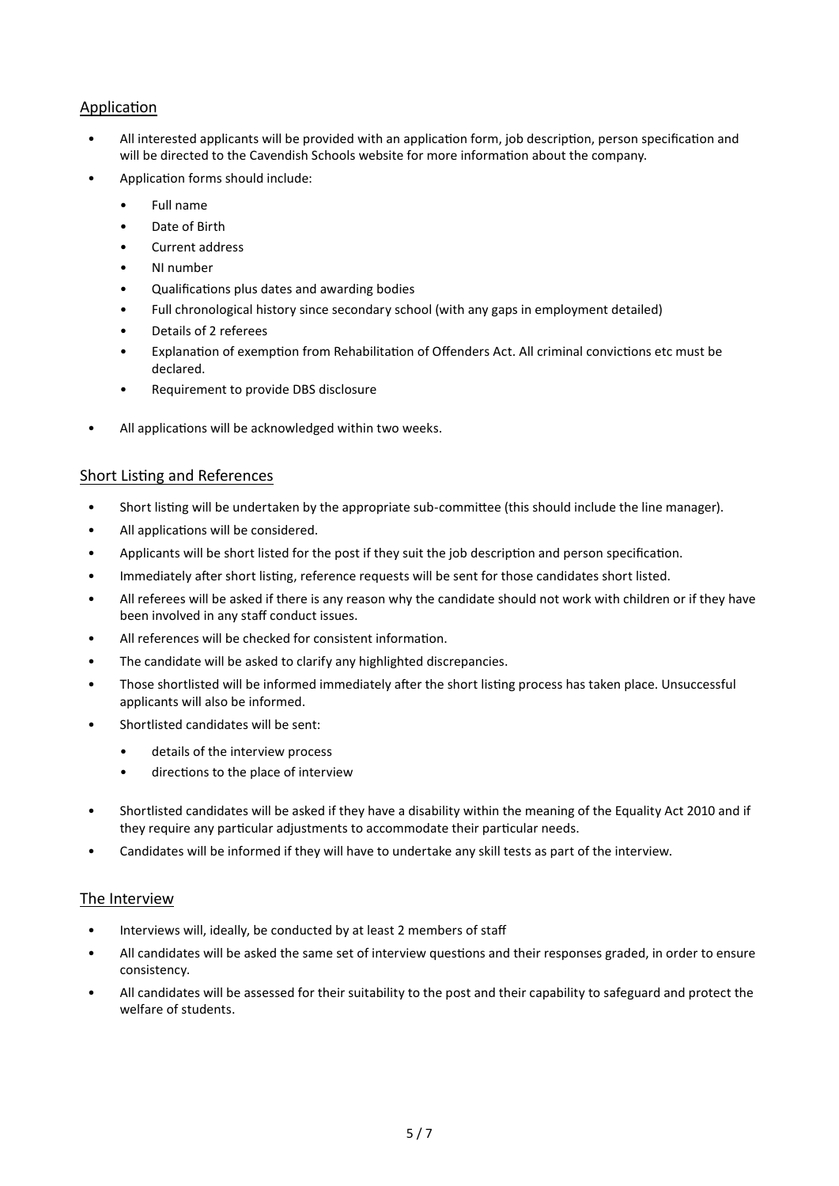## Application

- All interested applicants will be provided with an application form, job description, person specification and will be directed to the Cavendish Schools website for more information about the company.
- Application forms should include:
  - Full name
  - Date of Birth
  - Current address
  - NI number
  - Qualifications plus dates and awarding bodies
  - Full chronological history since secondary school (with any gaps in employment detailed)
  - Details of 2 referees
  - Explanation of exemption from Rehabilitation of Offenders Act. All criminal convictions etc must be declared.
  - Requirement to provide DBS disclosure
- All applications will be acknowledged within two weeks.

## Short Listing and References

- Short listing will be undertaken by the appropriate sub-committee (this should include the line manager).
- All applications will be considered.
- Applicants will be short listed for the post if they suit the job description and person specification.
- Immediately after short listing, reference requests will be sent for those candidates short listed.
- All referees will be asked if there is any reason why the candidate should not work with children or if they have been involved in any staff conduct issues.
- All references will be checked for consistent information.
- The candidate will be asked to clarify any highlighted discrepancies.
- Those shortlisted will be informed immediately after the short listing process has taken place. Unsuccessful applicants will also be informed.
- Shortlisted candidates will be sent:
  - details of the interview process
  - directions to the place of interview
- Shortlisted candidates will be asked if they have a disability within the meaning of the Equality Act 2010 and if they require any particular adjustments to accommodate their particular needs.
- Candidates will be informed if they will have to undertake any skill tests as part of the interview.

## The Interview

- Interviews will, ideally, be conducted by at least 2 members of staff
- All candidates will be asked the same set of interview questions and their responses graded, in order to ensure consistency.
- All candidates will be assessed for their suitability to the post and their capability to safeguard and protect the welfare of students.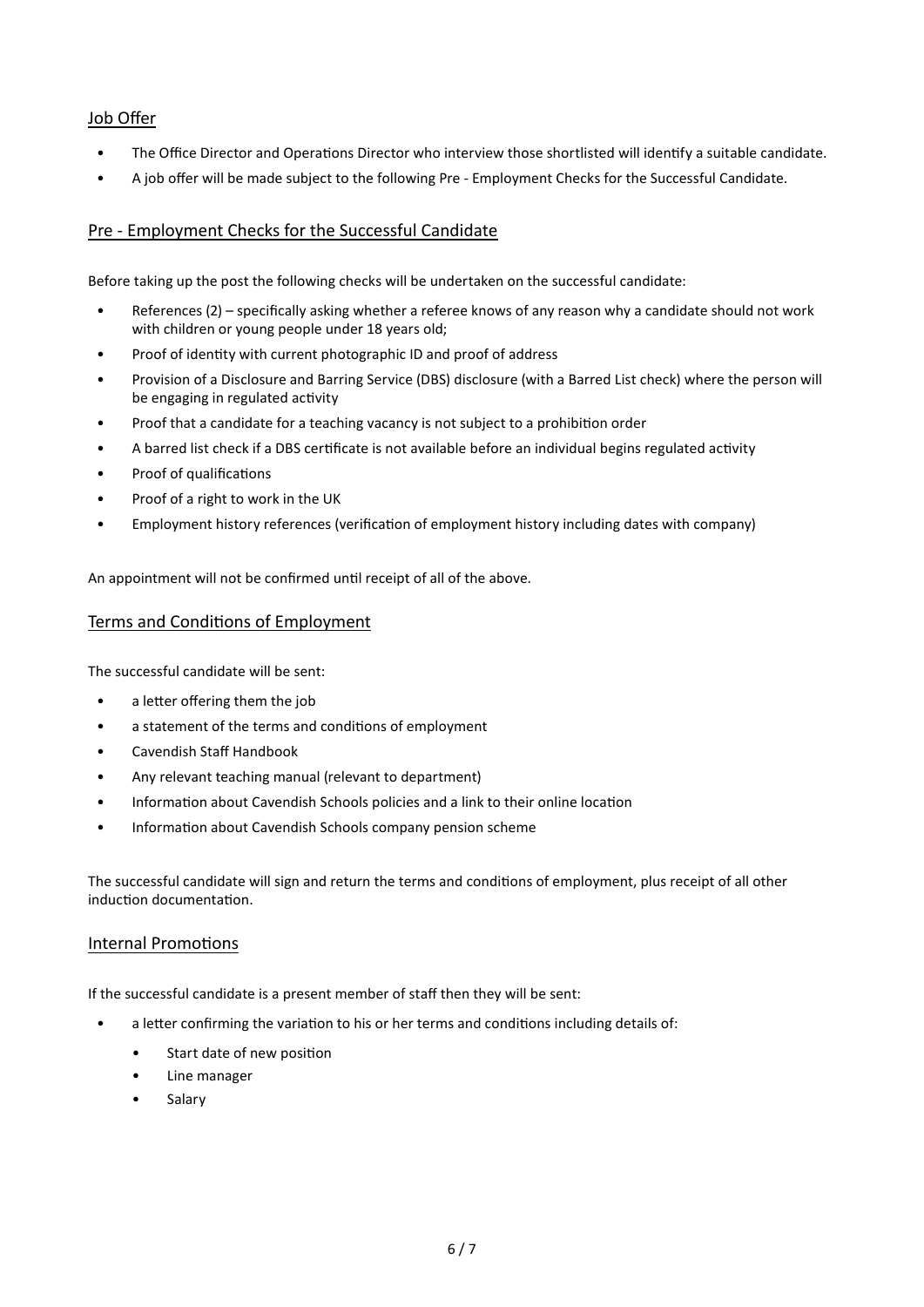## Job Offer

- The Office Director and Operations Director who interview those shortlisted will identify a suitable candidate.
- A job offer will be made subject to the following Pre - Employment Checks for the Successful Candidate.

## Pre - Employment Checks for the Successful Candidate

Before taking up the post the following checks will be undertaken on the successful candidate:

- References (2) – specifically asking whether a referee knows of any reason why a candidate should not work with children or young people under 18 years old;
- Proof of identity with current photographic ID and proof of address
- Provision of a Disclosure and Barring Service (DBS) disclosure (with a Barred List check) where the person will be engaging in regulated activity
- Proof that a candidate for a teaching vacancy is not subject to a prohibition order
- A barred list check if a DBS certificate is not available before an individual begins regulated activity
- Proof of qualifications
- Proof of a right to work in the UK
- Employment history references (verification of employment history including dates with company)

An appointment will not be confirmed until receipt of all of the above.

## Terms and Conditions of Employment

The successful candidate will be sent:

- a letter offering them the job
- a statement of the terms and conditions of employment
- Cavendish Staff Handbook
- Any relevant teaching manual (relevant to department)
- Information about Cavendish Schools policies and a link to their online location
- Information about Cavendish Schools company pension scheme

The successful candidate will sign and return the terms and conditions of employment, plus receipt of all other induction documentation.

## Internal Promotions

If the successful candidate is a present member of staff then they will be sent:

- a letter confirming the variation to his or her terms and conditions including details of:
    - Start date of new position
    - Line manager
    - Salary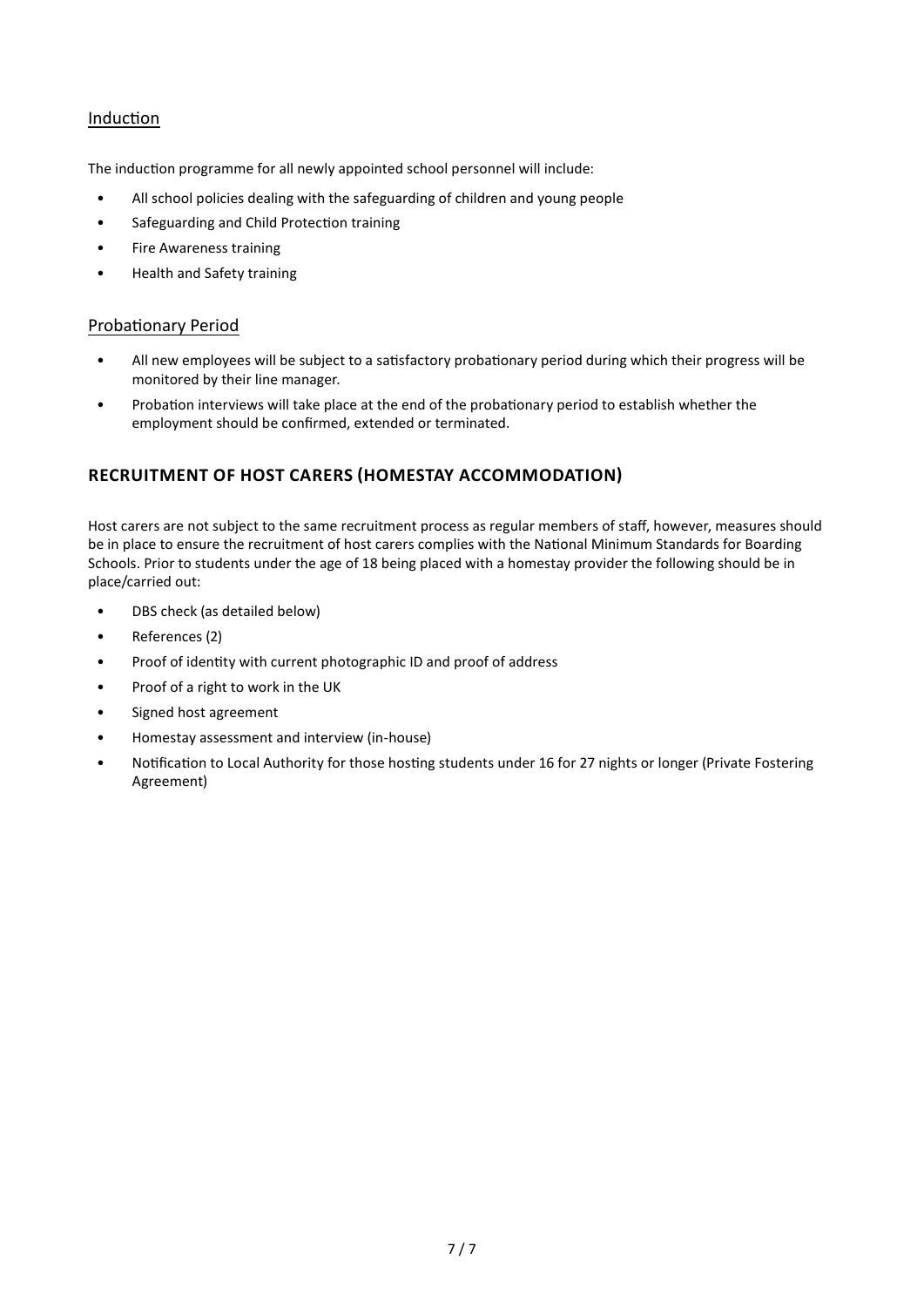### Induction

The induction programme for all newly appointed school personnel will include:

- All school policies dealing with the safeguarding of children and young people
- Safeguarding and Child Protection training
- Fire Awareness training
- Health and Safety training

### Probationary Period

- All new employees will be subject to a satisfactory probationary period during which their progress will be monitored by their line manager.
- Probation interviews will take place at the end of the probationary period to establish whether the employment should be confirmed, extended or terminated.

## RECRUITMENT OF HOST CARERS (HOMESTAY ACCOMMODATION)

Host carers are not subject to the same recruitment process as regular members of staff, however, measures should be in place to ensure the recruitment of host carers complies with the National Minimum Standards for Boarding Schools. Prior to students under the age of 18 being placed with a homestay provider the following should be in place/carried out:

- DBS check (as detailed below)
- References (2)
- Proof of identity with current photographic ID and proof of address
- Proof of a right to work in the UK
- Signed host agreement
- Homestay assessment and interview (in-house)
- Notification to Local Authority for those hosting students under 16 for 27 nights or longer (Private Fostering Agreement)